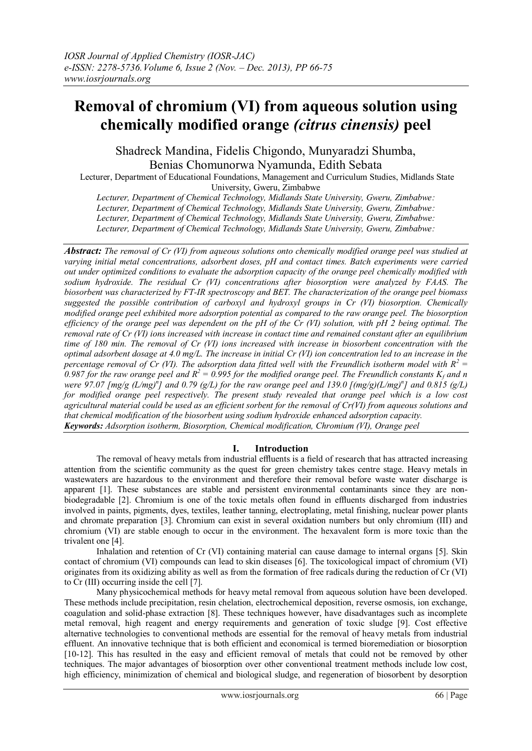# Removal of chromium (VI) from aqueous solution using chemically modified orange *(citrus cinensis)* peel

Shadreck Mandina, Fidelis Chigondo, Munyaradzi Shumba, Benias Chomunorwa Nyamunda, Edith Sebata

Lecturer, Department of Educational Foundations, Management and Curriculum Studies, Midlands State University, Gweru, Zimbabwe

*Lecturer, Department of Chemical Technology, Midlands State University, Gweru, Zimbabwe:*
*Lecturer, Department of Chemical Technology, Midlands State University, Gweru, Zimbabwe:*
*Lecturer, Department of Chemical Technology, Midlands State University, Gweru, Zimbabwe:*
*Lecturer, Department of Chemical Technology, Midlands State University, Gweru, Zimbabwe:*

***Abstract:*** *The removal of Cr (VI) from aqueous solutions onto chemically modified orange peel was studied at varying initial metal concentrations, adsorbent doses, pH and contact times. Batch experiments were carried out under optimized conditions to evaluate the adsorption capacity of the orange peel chemically modified with sodium hydroxide. The residual Cr (VI) concentrations after biosorption were analyzed by FAAS. The biosorbent was characterized by FT-IR spectroscopy and BET. The characterization of the orange peel biomass suggested the possible contribution of carboxyl and hydroxyl groups in Cr (VI) biosorption. Chemically modified orange peel exhibited more adsorption potential as compared to the raw orange peel. The biosorption efficiency of the orange peel was dependent on the pH of the Cr (VI) solution, with pH 2 being optimal. The removal rate of Cr (VI) ions increased with increase in contact time and remained constant after an equilibrium time of 180 min. The removal of Cr (VI) ions increased with increase in biosorbent concentration with the optimal adsorbent dosage at 4.0 mg/L. The increase in initial Cr (VI) ion concentration led to an increase in the percentage removal of Cr (VI). The adsorption data fitted well with the Freundlich isotherm model with $R^2$ = 0.987 for the raw orange peel and $R^2$ = 0.995 for the modified orange peel. The Freundlich constants $K_f$ and n were 97.07 [mg/g $(L/mg)^n$] and 0.79 (g/L) for the raw orange peel and 139.0 [$(mg/g)(L/mg)^n$] and 0.815 (g/L) for modified orange peel respectively. The present study revealed that orange peel which is a low cost agricultural material could be used as an efficient sorbent for the removal of Cr(VI) from aqueous solutions and that chemical modification of the biosorbent using sodium hydroxide enhanced adsorption capacity.*

***Keywords:*** *Adsorption isotherm, Biosorption, Chemical modification, Chromium (VI), Orange peel*

## I. Introduction

The removal of heavy metals from industrial effluents is a field of research that has attracted increasing attention from the scientific community as the quest for green chemistry takes centre stage. Heavy metals in wastewaters are hazardous to the environment and therefore their removal before waste water discharge is apparent [1]. These substances are stable and persistent environmental contaminants since they are non-biodegradable [2]. Chromium is one of the toxic metals often found in effluents discharged from industries involved in paints, pigments, dyes, textiles, leather tanning, electroplating, metal finishing, nuclear power plants and chromate preparation [3]. Chromium can exist in several oxidation numbers but only chromium (III) and chromium (VI) are stable enough to occur in the environment. The hexavalent form is more toxic than the trivalent one [4].

Inhalation and retention of Cr (VI) containing material can cause damage to internal organs [5]. Skin contact of chromium (VI) compounds can lead to skin diseases [6]. The toxicological impact of chromium (VI) originates from its oxidizing ability as well as from the formation of free radicals during the reduction of Cr (VI) to Cr (III) occurring inside the cell [7].

Many physicochemical methods for heavy metal removal from aqueous solution have been developed. These methods include precipitation, resin chelation, electrochemical deposition, reverse osmosis, ion exchange, coagulation and solid-phase extraction [8]. These techniques however, have disadvantages such as incomplete metal removal, high reagent and energy requirements and generation of toxic sludge [9]. Cost effective alternative technologies to conventional methods are essential for the removal of heavy metals from industrial effluent. An innovative technique that is both efficient and economical is termed bioremediation or biosorption [10-12]. This has resulted in the easy and efficient removal of metals that could not be removed by other techniques. The major advantages of biosorption over other conventional treatment methods include low cost, high efficiency, minimization of chemical and biological sludge, and regeneration of biosorbent by desorption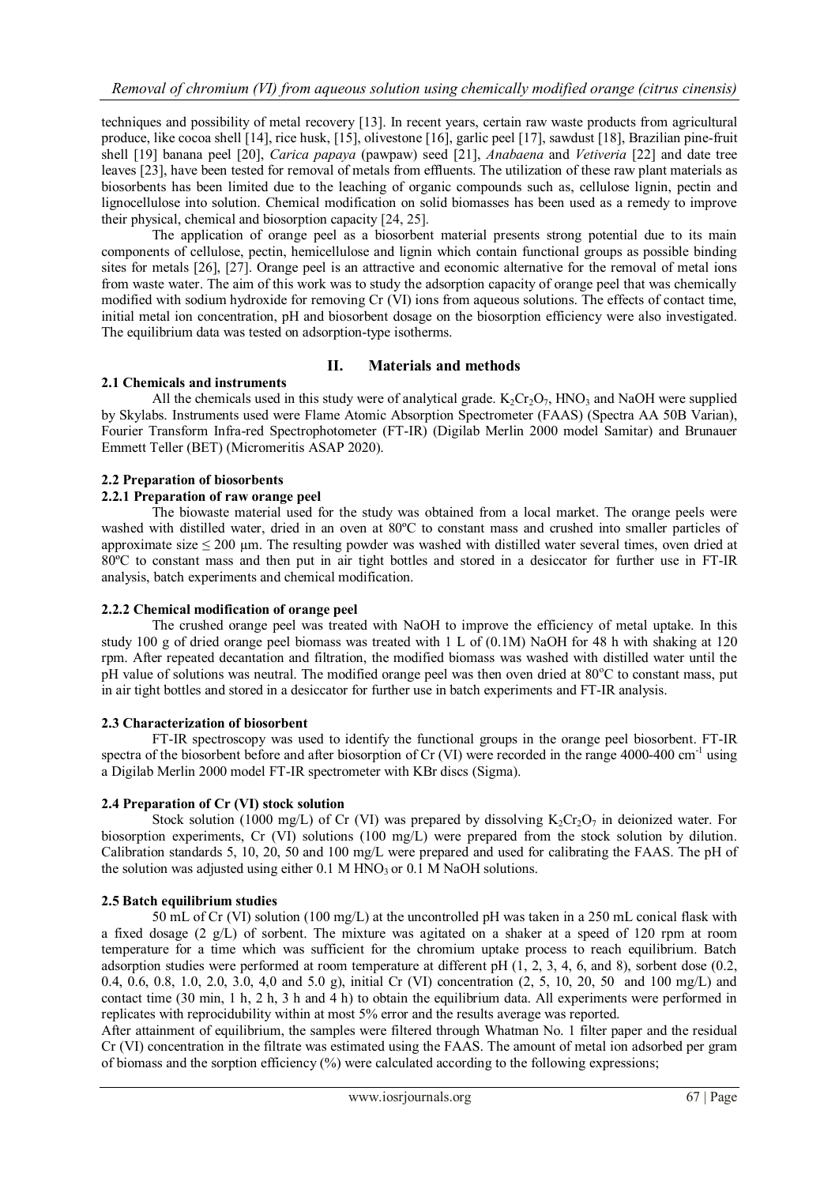techniques and possibility of metal recovery [13]. In recent years, certain raw waste products from agricultural produce, like cocoa shell [14], rice husk, [15], olivestone [16], garlic peel [17], sawdust [18], Brazilian pine-fruit shell [19] banana peel [20], *Carica papaya* (pawpaw) seed [21], *Anabaena* and *Vetiveria* [22] and date tree leaves [23], have been tested for removal of metals from effluents. The utilization of these raw plant materials as biosorbents has been limited due to the leaching of organic compounds such as, cellulose lignin, pectin and lignocellulose into solution. Chemical modification on solid biomasses has been used as a remedy to improve their physical, chemical and biosorption capacity [24, 25].

The application of orange peel as a biosorbent material presents strong potential due to its main components of cellulose, pectin, hemicellulose and lignin which contain functional groups as possible binding sites for metals [26], [27]. Orange peel is an attractive and economic alternative for the removal of metal ions from waste water. The aim of this work was to study the adsorption capacity of orange peel that was chemically modified with sodium hydroxide for removing Cr (VI) ions from aqueous solutions. The effects of contact time, initial metal ion concentration, pH and biosorbent dosage on the biosorption efficiency were also investigated. The equilibrium data was tested on adsorption-type isotherms.

## II. Materials and methods

### 2.1 Chemicals and instruments

All the chemicals used in this study were of analytical grade. $K_2Cr_2O_7$, $HNO_3$ and NaOH were supplied by Skylabs. Instruments used were Flame Atomic Absorption Spectrometer (FAAS) (Spectra AA 50B Varian), Fourier Transform Infra-red Spectrophotometer (FT-IR) (Digilab Merlin 2000 model Samitar) and Brunauer Emmett Teller (BET) (Micromeritis ASAP 2020).

### 2.2 Preparation of biosorbents

#### 2.2.1 Preparation of raw orange peel

The biowaste material used for the study was obtained from a local market. The orange peels were washed with distilled water, dried in an oven at 80ºC to constant mass and crushed into smaller particles of approximate size ≤ 200 μm. The resulting powder was washed with distilled water several times, oven dried at 80ºC to constant mass and then put in air tight bottles and stored in a desiccator for further use in FT-IR analysis, batch experiments and chemical modification.

#### 2.2.2 Chemical modification of orange peel

The crushed orange peel was treated with NaOH to improve the efficiency of metal uptake. In this study 100 g of dried orange peel biomass was treated with 1 L of (0.1M) NaOH for 48 h with shaking at 120 rpm. After repeated decantation and filtration, the modified biomass was washed with distilled water until the pH value of solutions was neutral. The modified orange peel was then oven dried at 80°C to constant mass, put in air tight bottles and stored in a desiccator for further use in batch experiments and FT-IR analysis.

### 2.3 Characterization of biosorbent

FT-IR spectroscopy was used to identify the functional groups in the orange peel biosorbent. FT-IR spectra of the biosorbent before and after biosorption of Cr (VI) were recorded in the range 4000-400 $cm^{-1}$ using a Digilab Merlin 2000 model FT-IR spectrometer with KBr discs (Sigma).

### 2.4 Preparation of Cr (VI) stock solution

Stock solution (1000 mg/L) of Cr (VI) was prepared by dissolving $K_2Cr_2O_7$ in deionized water. For biosorption experiments, Cr (VI) solutions (100 mg/L) were prepared from the stock solution by dilution. Calibration standards 5, 10, 20, 50 and 100 mg/L were prepared and used for calibrating the FAAS. The pH of the solution was adjusted using either 0.1 M $HNO_3$ or 0.1 M NaOH solutions.

### 2.5 Batch equilibrium studies

50 mL of Cr (VI) solution (100 mg/L) at the uncontrolled pH was taken in a 250 mL conical flask with a fixed dosage (2 g/L) of sorbent. The mixture was agitated on a shaker at a speed of 120 rpm at room temperature for a time which was sufficient for the chromium uptake process to reach equilibrium. Batch adsorption studies were performed at room temperature at different pH (1, 2, 3, 4, 6, and 8), sorbent dose (0.2, 0.4, 0.6, 0.8, 1.0, 2.0, 3.0, 4,0 and 5.0 g), initial Cr (VI) concentration (2, 5, 10, 20, 50 and 100 mg/L) and contact time (30 min, 1 h, 2 h, 3 h and 4 h) to obtain the equilibrium data. All experiments were performed in replicates with reprocidubility within at most 5% error and the results average was reported.

After attainment of equilibrium, the samples were filtered through Whatman No. 1 filter paper and the residual Cr (VI) concentration in the filtrate was estimated using the FAAS. The amount of metal ion adsorbed per gram of biomass and the sorption efficiency (%) were calculated according to the following expressions;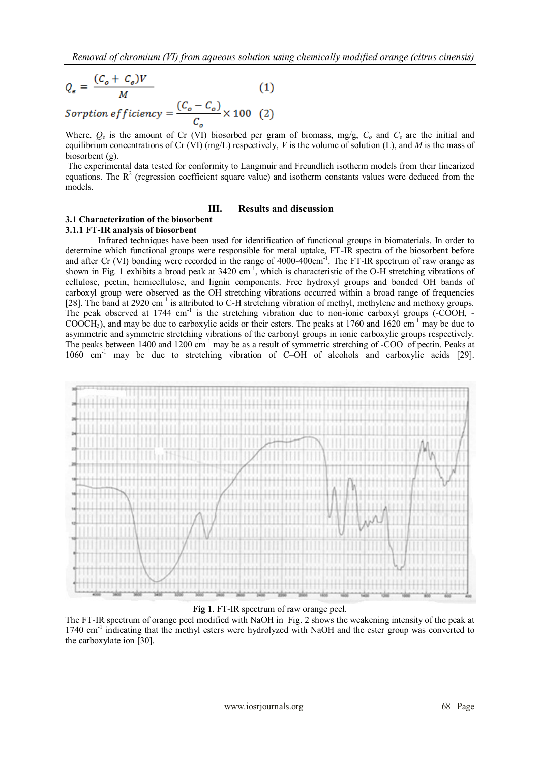$$Q_e = \frac{(C_o + C_e)V}{M} \qquad (1)$$

$$Sorption\ efficiency = \frac{(C_o - C_o)}{C_o} \times 100 \quad (2)$$

Where, $Q_e$ is the amount of Cr (VI) biosorbed per gram of biomass, mg/g, $C_o$ and $C_e$ are the initial and equilibrium concentrations of Cr (VI) (mg/L) respectively, $V$ is the volume of solution (L), and $M$ is the mass of biosorbent (g).

The experimental data tested for conformity to Langmuir and Freundlich isotherm models from their linearized equations. The $R^2$ (regression coefficient square value) and isotherm constants values were deduced from the models.

## III. Results and discussion

### 3.1 Characterization of the biosorbent

#### 3.1.1 FT-IR analysis of biosorbent

Infrared techniques have been used for identification of functional groups in biomaterials. In order to determine which functional groups were responsible for metal uptake, FT-IR spectra of the biosorbent before and after Cr (VI) bonding were recorded in the range of 4000-400cm$^{-1}$. The FT-IR spectrum of raw orange as shown in Fig. 1 exhibits a broad peak at 3420 cm$^{-1}$, which is characteristic of the O-H stretching vibrations of cellulose, pectin, hemicellulose, and lignin components. Free hydroxyl groups and bonded OH bands of carboxyl group were observed as the OH stretching vibrations occurred within a broad range of frequencies [28]. The band at 2920 cm$^{-1}$ is attributed to C-H stretching vibration of methyl, methylene and methoxy groups. The peak observed at 1744 cm$^{-1}$ is the stretching vibration due to non-ionic carboxyl groups (-COOH, -$COOCH_3$), and may be due to carboxylic acids or their esters. The peaks at 1760 and 1620 cm$^{-1}$ may be due to asymmetric and symmetric stretching vibrations of the carbonyl groups in ionic carboxylic groups respectively. The peaks between 1400 and 1200 cm$^{-1}$ may be as a result of symmetric stretching of -$COO^-$ of pectin. Peaks at 1060 cm$^{-1}$ may be due to stretching vibration of C–OH of alcohols and carboxylic acids [29].

**Fig 1**. FT-IR spectrum of raw orange peel.

The FT-IR spectrum of orange peel modified with NaOH in Fig. 2 shows the weakening intensity of the peak at 1740 cm$^{-1}$ indicating that the methyl esters were hydrolyzed with NaOH and the ester group was converted to the carboxylate ion [30].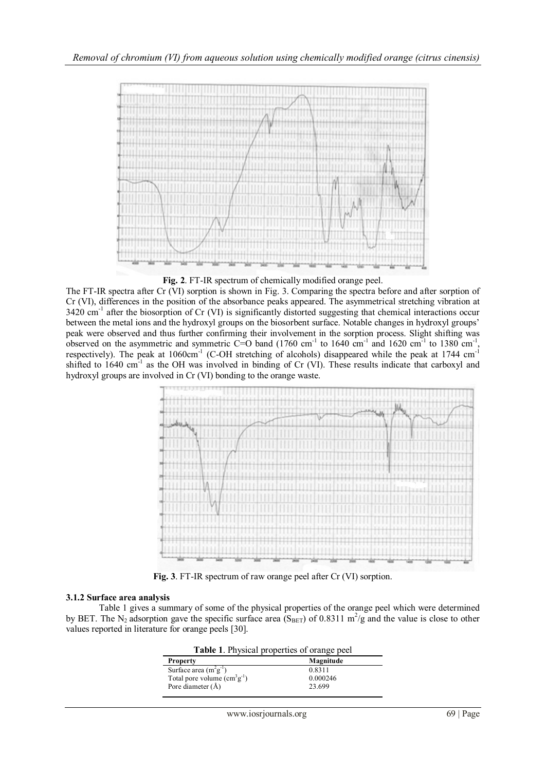**Fig. 2**. FT-IR spectrum of chemically modified orange peel.

The FT-IR spectra after Cr (VI) sorption is shown in Fig. 3. Comparing the spectra before and after sorption of Cr (VI), differences in the position of the absorbance peaks appeared. The asymmetrical stretching vibration at 3420 $cm^{-1}$ after the biosorption of Cr (VI) is significantly distorted suggesting that chemical interactions occur between the metal ions and the hydroxyl groups on the biosorbent surface. Notable changes in hydroxyl groups' peak were observed and thus further confirming their involvement in the sorption process. Slight shifting was observed on the asymmetric and symmetric C=O band (1760 $cm^{-1}$ to 1640 $cm^{-1}$ and 1620 $cm^{-1}$ to 1380 $cm^{-1}$, respectively). The peak at 1060$cm^{-1}$ (C-OH stretching of alcohols) disappeared while the peak at 1744 $cm^{-1}$ shifted to 1640 $cm^{-1}$ as the OH was involved in binding of Cr (VI). These results indicate that carboxyl and hydroxyl groups are involved in Cr (VI) bonding to the orange waste.

**Fig. 3**. FT-IR spectrum of raw orange peel after Cr (VI) sorption.

### 3.1.2 Surface area analysis

Table 1 gives a summary of some of the physical properties of the orange peel which were determined by BET. The $N_2$ adsorption gave the specific surface area ($S_{BET}$) of 0.8311 $m^2/g$ and the value is close to other values reported in literature for orange peels [30].

**Table 1**. Physical properties of orange peel

| Property | Magnitude |
|---|---|
| Surface area ($m^2g^{-1}$) | 0.8311 |
| Total pore volume ($cm^3g^{-1}$) | 0.000246 |
| Pore diameter (Å) | 23.699 |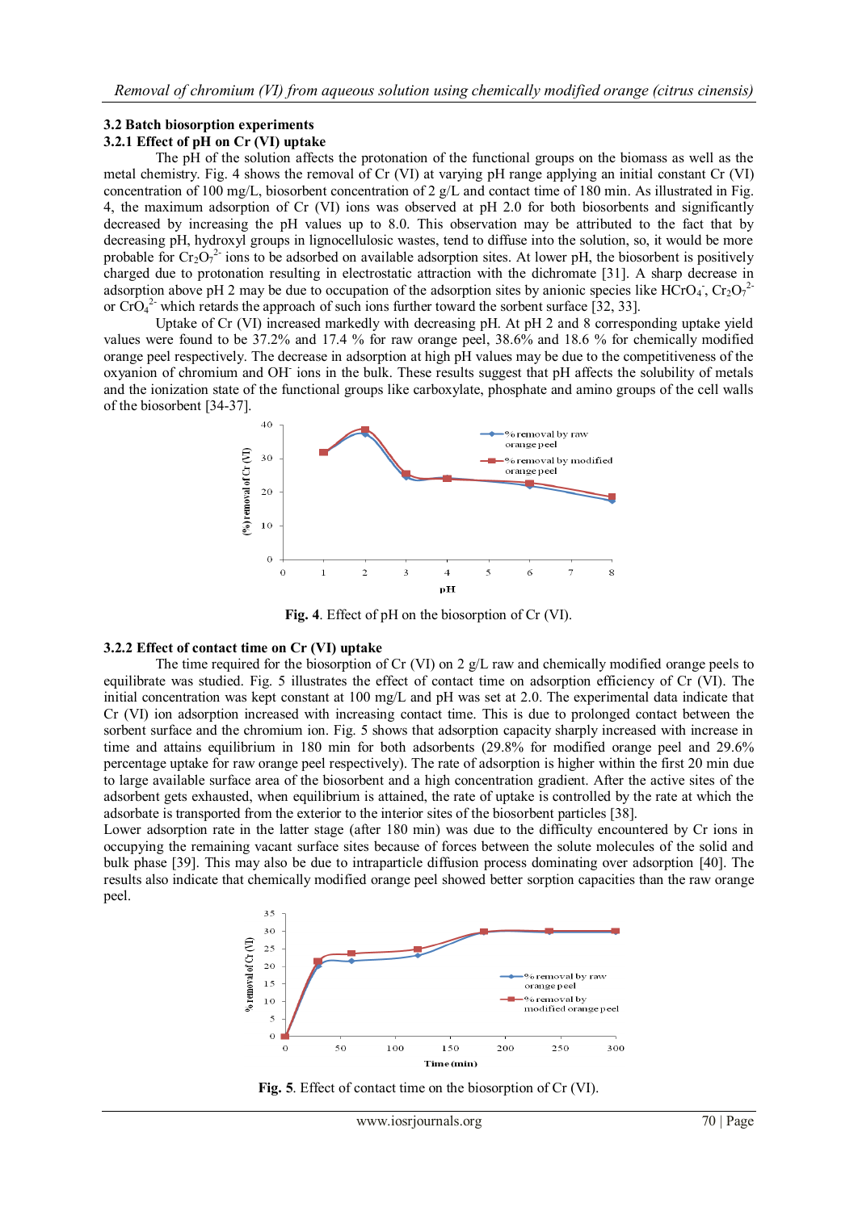### 3.2 Batch biosorption experiments

#### 3.2.1 Effect of pH on Cr (VI) uptake

The pH of the solution affects the protonation of the functional groups on the biomass as well as the metal chemistry. Fig. 4 shows the removal of Cr (VI) at varying pH range applying an initial constant Cr (VI) concentration of 100 mg/L, biosorbent concentration of 2 g/L and contact time of 180 min. As illustrated in Fig. 4, the maximum adsorption of Cr (VI) ions was observed at pH 2.0 for both biosorbents and significantly decreased by increasing the pH values up to 8.0. This observation may be attributed to the fact that by decreasing pH, hydroxyl groups in lignocellulosic wastes, tend to diffuse into the solution, so, it would be more probable for $Cr_2O_7^{2-}$ ions to be adsorbed on available adsorption sites. At lower pH, the biosorbent is positively charged due to protonation resulting in electrostatic attraction with the dichromate [31]. A sharp decrease in adsorption above pH 2 may be due to occupation of the adsorption sites by anionic species like $HCrO_4^-$, $Cr_2O_7^{2-}$ or $CrO_4^{2-}$ which retards the approach of such ions further toward the sorbent surface [32, 33].

Uptake of Cr (VI) increased markedly with decreasing pH. At pH 2 and 8 corresponding uptake yield values were found to be 37.2% and 17.4 % for raw orange peel, 38.6% and 18.6 % for chemically modified orange peel respectively. The decrease in adsorption at high pH values may be due to the competitiveness of the oxyanion of chromium and $OH^-$ ions in the bulk. These results suggest that pH affects the solubility of metals and the ionization state of the functional groups like carboxylate, phosphate and amino groups of the cell walls of the biosorbent [34-37].

**Fig. 4**. Effect of pH on the biosorption of Cr (VI).

#### 3.2.2 Effect of contact time on Cr (VI) uptake

The time required for the biosorption of Cr (VI) on 2 g/L raw and chemically modified orange peels to equilibrate was studied. Fig. 5 illustrates the effect of contact time on adsorption efficiency of Cr (VI). The initial concentration was kept constant at 100 mg/L and pH was set at 2.0. The experimental data indicate that Cr (VI) ion adsorption increased with increasing contact time. This is due to prolonged contact between the sorbent surface and the chromium ion. Fig. 5 shows that adsorption capacity sharply increased with increase in time and attains equilibrium in 180 min for both adsorbents (29.8% for modified orange peel and 29.6% percentage uptake for raw orange peel respectively). The rate of adsorption is higher within the first 20 min due to large available surface area of the biosorbent and a high concentration gradient. After the active sites of the adsorbent gets exhausted, when equilibrium is attained, the rate of uptake is controlled by the rate at which the adsorbate is transported from the exterior to the interior sites of the biosorbent particles [38].

Lower adsorption rate in the latter stage (after 180 min) was due to the difficulty encountered by Cr ions in occupying the remaining vacant surface sites because of forces between the solute molecules of the solid and bulk phase [39]. This may also be due to intraparticle diffusion process dominating over adsorption [40]. The results also indicate that chemically modified orange peel showed better sorption capacities than the raw orange peel.

**Fig. 5**. Effect of contact time on the biosorption of Cr (VI).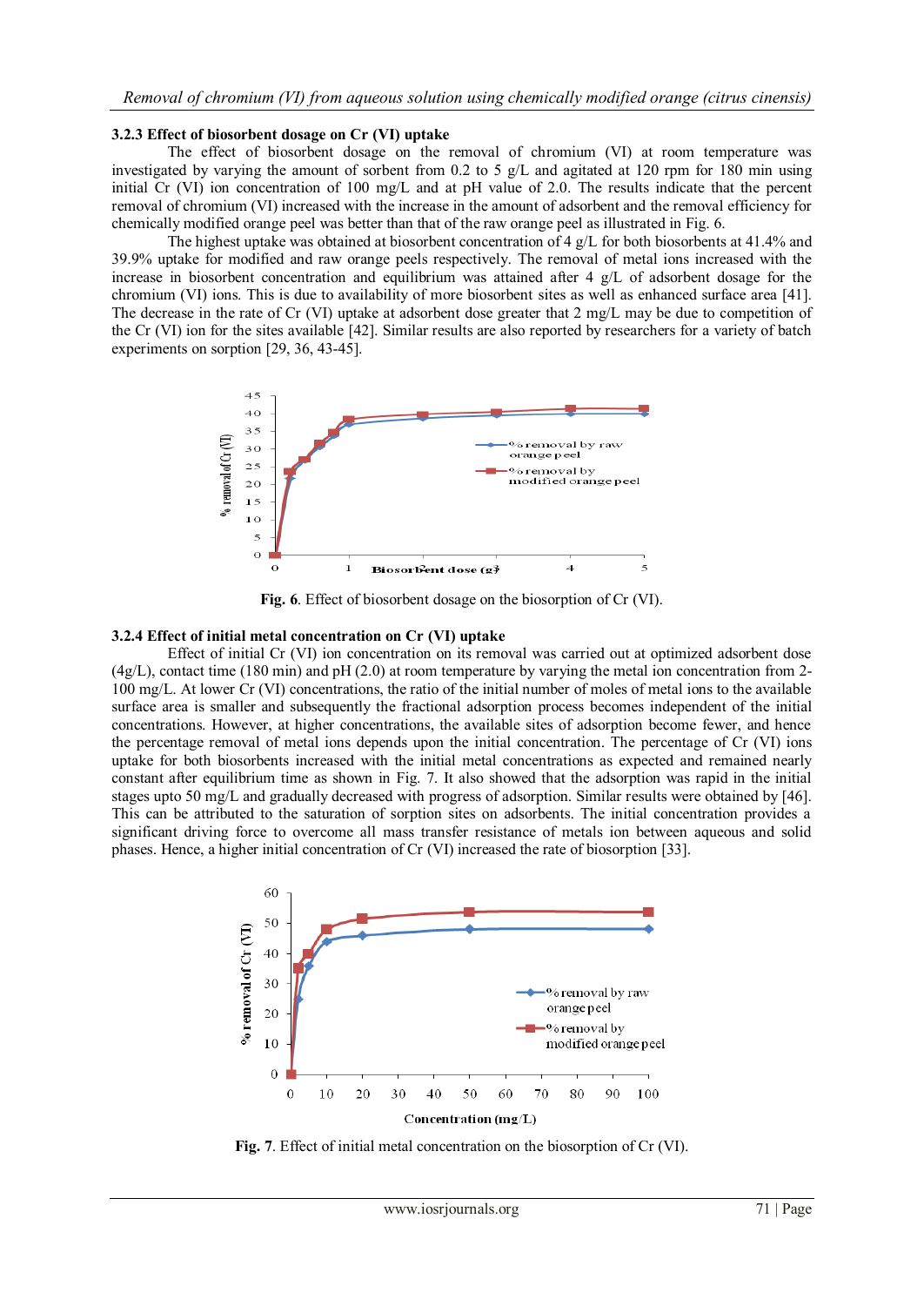### 3.2.3 Effect of biosorbent dosage on Cr (VI) uptake

The effect of biosorbent dosage on the removal of chromium (VI) at room temperature was investigated by varying the amount of sorbent from 0.2 to 5 g/L and agitated at 120 rpm for 180 min using initial Cr (VI) ion concentration of 100 mg/L and at pH value of 2.0. The results indicate that the percent removal of chromium (VI) increased with the increase in the amount of adsorbent and the removal efficiency for chemically modified orange peel was better than that of the raw orange peel as illustrated in Fig. 6.

The highest uptake was obtained at biosorbent concentration of 4 g/L for both biosorbents at 41.4% and 39.9% uptake for modified and raw orange peels respectively. The removal of metal ions increased with the increase in biosorbent concentration and equilibrium was attained after 4 g/L of adsorbent dosage for the chromium (VI) ions. This is due to availability of more biosorbent sites as well as enhanced surface area [41]. The decrease in the rate of Cr (VI) uptake at adsorbent dose greater that 2 mg/L may be due to competition of the Cr (VI) ion for the sites available [42]. Similar results are also reported by researchers for a variety of batch experiments on sorption [29, 36, 43-45].

**Fig. 6**. Effect of biosorbent dosage on the biosorption of Cr (VI).

### 3.2.4 Effect of initial metal concentration on Cr (VI) uptake

Effect of initial Cr (VI) ion concentration on its removal was carried out at optimized adsorbent dose (4g/L), contact time (180 min) and pH (2.0) at room temperature by varying the metal ion concentration from 2-100 mg/L. At lower Cr (VI) concentrations, the ratio of the initial number of moles of metal ions to the available surface area is smaller and subsequently the fractional adsorption process becomes independent of the initial concentrations. However, at higher concentrations, the available sites of adsorption become fewer, and hence the percentage removal of metal ions depends upon the initial concentration. The percentage of Cr (VI) ions uptake for both biosorbents increased with the initial metal concentrations as expected and remained nearly constant after equilibrium time as shown in Fig. 7. It also showed that the adsorption was rapid in the initial stages upto 50 mg/L and gradually decreased with progress of adsorption. Similar results were obtained by [46]. This can be attributed to the saturation of sorption sites on adsorbents. The initial concentration provides a significant driving force to overcome all mass transfer resistance of metals ion between aqueous and solid phases. Hence, a higher initial concentration of Cr (VI) increased the rate of biosorption [33].

**Fig. 7**. Effect of initial metal concentration on the biosorption of Cr (VI).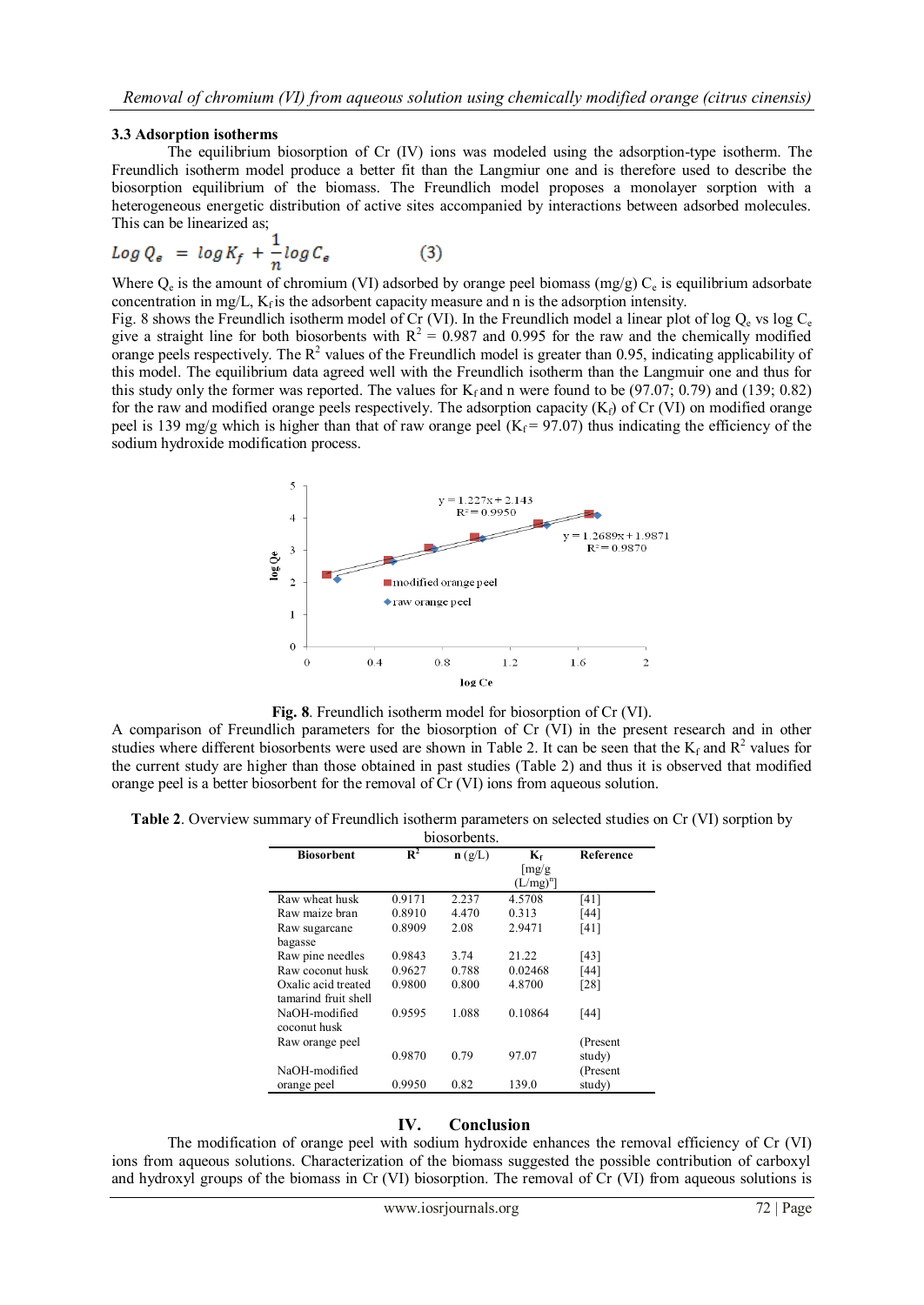### 3.3 Adsorption isotherms

The equilibrium biosorption of Cr (IV) ions was modeled using the adsorption-type isotherm. The Freundlich isotherm model produce a better fit than the Langmiur one and is therefore used to describe the biosorption equilibrium of the biomass. The Freundlich model proposes a monolayer sorption with a heterogeneous energetic distribution of active sites accompanied by interactions between adsorbed molecules. This can be linearized as;

$$Log\, Q_e = log\, K_f + \frac{1}{n} log\, C_e \qquad (3)$$

Where $Q_e$ is the amount of chromium (VI) adsorbed by orange peel biomass (mg/g) $C_e$ is equilibrium adsorbate concentration in mg/L, $K_f$ is the adsorbent capacity measure and n is the adsorption intensity.

Fig. 8 shows the Freundlich isotherm model of Cr (VI). In the Freundlich model a linear plot of log $Q_e$ vs log $C_e$ give a straight line for both biosorbents with $R^2$ = 0.987 and 0.995 for the raw and the chemically modified orange peels respectively. The $R^2$ values of the Freundlich model is greater than 0.95, indicating applicability of this model. The equilibrium data agreed well with the Freundlich isotherm than the Langmuir one and thus for this study only the former was reported. The values for $K_f$ and n were found to be (97.07; 0.79) and (139; 0.82) for the raw and modified orange peels respectively. The adsorption capacity ($K_f$) of Cr (VI) on modified orange peel is 139 mg/g which is higher than that of raw orange peel ($K_f$ = 97.07) thus indicating the efficiency of the sodium hydroxide modification process.

**Fig. 8**. Freundlich isotherm model for biosorption of Cr (VI).

A comparison of Freundlich parameters for the biosorption of Cr (VI) in the present research and in other studies where different biosorbents were used are shown in Table 2. It can be seen that the $K_f$ and $R^2$ values for the current study are higher than those obtained in past studies (Table 2) and thus it is observed that modified orange peel is a better biosorbent for the removal of Cr (VI) ions from aqueous solution.

**Table 2**. Overview summary of Freundlich isotherm parameters on selected studies on Cr (VI) sorption by biosorbents.

| Biosorbent | $R^2$ | n (g/L) | $K_f$ [mg/g $(L/mg)^n$] | Reference |
|---|---|---|---|---|
| Raw wheat husk | 0.9171 | 2.237 | 4.5708 | [41] |
| Raw maize bran | 0.8910 | 4.470 | 0.313 | [44] |
| Raw sugarcane bagasse | 0.8909 | 2.08 | 2.9471 | [41] |
| Raw pine needles | 0.9843 | 3.74 | 21.22 | [43] |
| Raw coconut husk | 0.9627 | 0.788 | 0.02468 | [44] |
| Oxalic acid treated tamarind fruit shell | 0.9800 | 0.800 | 4.8700 | [28] |
| NaOH-modified coconut husk | 0.9595 | 1.088 | 0.10864 | [44] |
| Raw orange peel | 0.9870 | 0.79 | 97.07 | (Present study) |
| NaOH-modified orange peel | 0.9950 | 0.82 | 139.0 | (Present study) |

## IV. Conclusion

The modification of orange peel with sodium hydroxide enhances the removal efficiency of Cr (VI) ions from aqueous solutions. Characterization of the biomass suggested the possible contribution of carboxyl and hydroxyl groups of the biomass in Cr (VI) biosorption. The removal of Cr (VI) from aqueous solutions is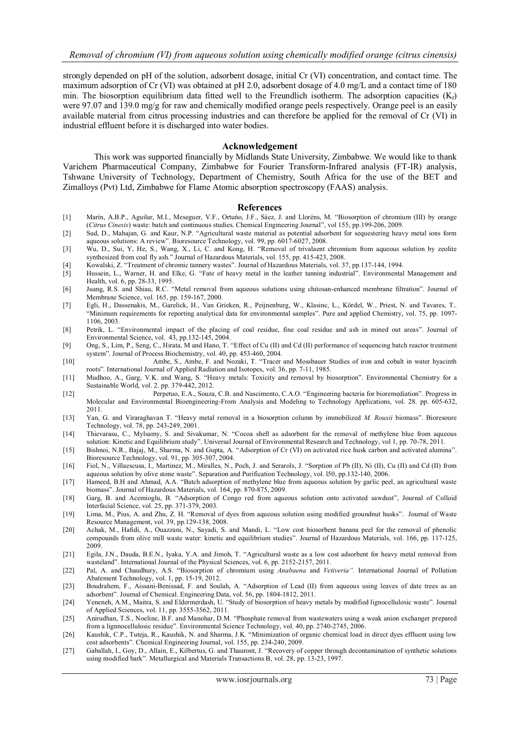strongly depended on pH of the solution, adsorbent dosage, initial Cr (VI) concentration, and contact time. The maximum adsorption of Cr (VI) was obtained at pH 2.0, adsorbent dosage of 4.0 mg/L and a contact time of 180 min. The biosorption equilibrium data fitted well to the Freundlich isotherm. The adsorption capacities ($K_f$) were 97.07 and 139.0 mg/g for raw and chemically modified orange peels respectively. Orange peel is an easily available material from citrus processing industries and can therefore be applied for the removal of Cr (VI) in industrial effluent before it is discharged into water bodies.

## Acknowledgement

This work was supported financially by Midlands State University, Zimbabwe. We would like to thank Varichem Pharmaceutical Company, Zimbabwe for Fourier Transform-Infrared analysis (FT-IR) analysis, Tshwane University of Technology, Department of Chemistry, South Africa for the use of the BET and Zimalloys (Pvt) Ltd, Zimbabwe for Flame Atomic absorption spectroscopy (FAAS) analysis.

## References

[1] Marín, A.B.P., Aguilar, M.I., Meseguer, V.F., Ortuño, J.F., Sáez, J. and Lloréns, M. "Biosorption of chromium (III) by orange (*Citrus Cinesis*) waste: batch and continuous studies. Chemical Engineering Journal", vol 155, pp.199-206, 2009.

[2] Sud, D., Mahajan, G. and Kaur, N.P. "Agricultural waste material as potential adsorbent for sequestering heavy metal ions form aqueous solutions: A review". Bioresource Technology, vol. 99, pp. 6017-6027, 2008.

[3] Wu, D., Sui, Y, He, S., Wang, X., Li, C. and Kong, H. "Removal of trivalaent chromium from aqueous solution by zeolite synthesized from coal fly ash." Journal of Hazardous Materials, vol. 155, pp. 415-423, 2008.

[4] Kowalski, Z. "Treatment of chromic tannery wastes". Journal of Hazardous Materials, vol. 37, pp.137-144, 1994.

[5] Hussein, L., Warner, H. and Elke, G. "Fate of heavy metal in the leather tanning industrial". Environmental Management and Health, vol. 6, pp. 28-33, 1995.

[6] Juang, R.S. and Shiau, R.C. "Metal removal from aqueous solutions using chitosan-enhanced membrane filtration". Journal of Membrane Science, vol. 165, pp. 159-167, 2000.

[7] Egli, H., Dassenakis, M., Garelick, H., Van Grieken, R., Peijnenburg, W., Klasinc, L., Kördel, W., Priest, N. and Tavares, T.. "Minimum requirements for reporting analytical data for environmental samples". Pure and applied Chemistry, vol. 75, pp. 1097-1106, 2003.

[8] Petrik, L. "Environmental impact of the placing of coal residue, fine coal residue and ash in mined out areas". Journal of Environmental Science, vol. 43, pp.132-145, 2004.

[9] Ong, S., Lim, P., Seng, C., Hirata, M and Hano, T. "Effect of Cu (II) and Cd (II) performance of sequencing batch reactor treatment system". Journal of Process Biochemistry, vol. 40, pp. 453-460, 2004.

[10] Ambe, S., Ambe, F. and Nozaki, T. "Tracer and Mossbauer Studies of iron and cobalt in water hyacinth roots". International Journal of Applied Radiation and Isotopes, vol. 36, pp. 7-11, 1985.

[11] Mudhoo, A., Garg, V.K. and Wang, S. "Heavy metals: Toxicity and removal by biosorption". Environmental Chemistry for a Sustainable World, vol. 2. pp. 379-442, 2012.

[12] Perpetuo, E.A., Souza, C.B. and Nascimento, C.A.O. "Engineering bacteria for bioremediation". Progress in Molecular and Environmental Bioengineering-From Analysis and Modeling to Technology Applications, vol. 28. pp. 605-632, 2011.

[13] Yan, G. and Viraraghavan T. "Heavy metal removal in a biosorption column by immobilized *M. Rouxii* biomass". Bioresoure Technology, vol. 78, pp. 243-249, 2001.

[14] Thievarasu, C., Mylsamy, S. and Sivakumar, N. "Cocoa shell as adsorbent for the removal of methylene blue from aqueous solution: Kinetic and Equilibrium study". Universal Journal of Environmental Research and Technology, vol 1, pp. 70-78, 2011.

[15] Bishnoi, N.R., Bajaj, M., Sharma, N. and Gupta, A. "Adsorption of Cr (VI) on activated rice husk carbon and activated alumina". Bioresource Technology, vol. 91, pp. 305-307, 2004.

[16] Fiol, N., Villaescusa, I., Martinez, M., Miralles, N., Poch, J. and Serarols, J. "Sorption of Pb (II), Ni (II), Cu (II) and Cd (II) from aqueous solution by olive stone waste". Separation and Purification Technology, vol. l50, pp.132-140, 2006.

[17] Hameed, B.H and Ahmad, A.A. "Batch adsorption of methylene blue from aqueous solution by garlic peel, an agricultural waste biomass". Journal of Hazardous Materials, vol. 164, pp. 870-875, 2009.

[18] Garg, B. and Acemioglu, B. "Adsorption of Congo red from aqueous solution onto activated sawdust", Journal of Colloid Interfacial Science, vol. 25, pp. 371-379, 2003.

[19] Lima, M., Pius, A. and Zhu, Z. H. "Removal of dyes from aqueous solution using modified groundnut husks". Journal of Waste Resource Management, vol. 39, pp.129-138, 2008.

[20] Achak, M., Hafidi, A., Ouazzani, N., Sayadi, S. and Mandi, L. "Low cost biosorbent banana peel for the removal of phenolic compounds from olive mill waste water: kinetic and equilibrium studies". Journal of Hazardous Materials, vol. 166, pp. 117-125, 2009.

[21] Egila, J.N., Dauda, B.E.N., Iyaka, Y.A. and Jimoh, T. "Agricultural waste as a low cost adsorbent for heavy metal removal from wasteland". International Journal of the Physical Sciences, vol. 6, pp. 2152-2157, 2011.

[22] Pal, A. and Chaudhury, A.S. "Biosorption of chromium using *Anabaena* and *Vetiveria".* International Journal of Pollution Abatement Technology, vol. 1, pp. 15-19, 2012.

[23] Boudrahem, F., Aissani-Benissad, F. and Soulah, A. "Adsorption of Lead (II) from aqueous using leaves of date trees as an adsorbent". Journal of Chemical. Engineering Data, vol. 56, pp. 1804-1812, 2011.

[24] Yeneneh, A.M., Maitra, S. and Eldermerdash, U. "Study of biosorption of heavy metals by modified lignocellulosic waste". Journal of Applied Sciences, vol. 11, pp. 3555-3562, 2011.

[25] Anirudhan, T.S., Noeline, B.F. and Manohar, D.M. "Phosphate removal from wastewaters using a weak anion exchanger prepared from a lignnocellulosic residue". Environmental Science Technology, vol. 40, pp. 2740-2745, 2006.

[26] Kaushik, C.P., Tuteja, R., Kaushik, N. and Sharma, J.K. "Minimization of organic chemical load in direct dyes effluent using low cost adsorbents". Chemical Engineering Journal, vol. 155, pp. 234-240, 2009.

[27] Gaballah, I., Goy, D., Allain, E., Kilbertus, G. and Thauront, J. "Recovery of copper through decontamination of synthetic solutions using modified bark". Metallurgical and Materials Transactions B, vol. 28, pp. 13-23, 1997.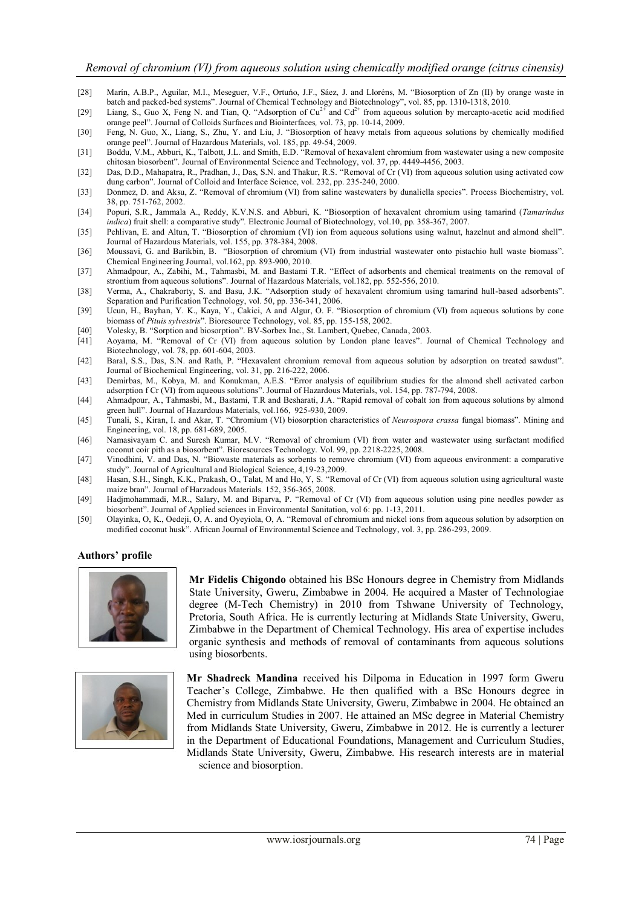[28] Marín, A.B.P., Aguilar, M.I., Meseguer, V.F., Ortuńo, J.F., Sáez, J. and Lloréns, M. "Biosorption of Zn (II) by orange waste in batch and packed-bed systems". Journal of Chemical Technology and Biotechnology", vol. 85, pp. 1310-1318, 2010.

[29] Liang, S., Guo X, Feng N. and Tian, Q. "Adsorption of $Cu^{2+}$ and $Cd^{2+}$ from aqueous solution by mercapto-acetic acid modified orange peel". Journal of Colloids Surfaces and Biointerfaces, vol. 73, pp. 10-14, 2009.

[30] Feng, N. Guo, X., Liang, S., Zhu, Y. and Liu, J. "Biosorption of heavy metals from aqueous solutions by chemically modified orange peel". Journal of Hazardous Materials, vol. 185, pp. 49-54, 2009.

[31] Boddu, V.M., Abburi, K., Talbott, J.L. and Smith, E.D. "Removal of hexavalent chromium from wastewater using a new composite chitosan biosorbent". Journal of Environmental Science and Technology, vol. 37, pp. 4449-4456, 2003.

[32] Das, D.D., Mahapatra, R., Pradhan, J., Das, S.N. and Thakur, R.S. "Removal of Cr (VI) from aqueous solution using activated cow dung carbon". Journal of Colloid and Interface Science, vol. 232, pp. 235-240, 2000.

[33] Donmez, D. and Aksu, Z. "Removal of chromium (VI) from saline wastewaters by dunaliella species". Process Biochemistry, vol. 38, pp. 751-762, 2002.

[34] Popuri, S.R., Jammala A., Reddy, K.V.N.S. and Abburi, K. "Biosorption of hexavalent chromium using tamarind (*Tamarindus indica*) fruit shell: a comparative study". Electronic Journal of Biotechnology, vol.10, pp. 358-367, 2007.

[35] Pehlivan, E. and Altun, T. "Biosorption of chromium (VI) ion from aqueous solutions using walnut, hazelnut and almond shell". Journal of Hazardous Materials, vol. 155, pp. 378-384, 2008.

[36] Moussavi, G. and Barikbin, B. "Biosorption of chromium (VI) from industrial wastewater onto pistachio hull waste biomass". Chemical Engineering Journal, vol.162, pp. 893-900, 2010.

[37] Ahmadpour, A., Zabihi, M., Tahmasbi, M. and Bastami T.R. "Effect of adsorbents and chemical treatments on the removal of strontium from aqueous solutions". Journal of Hazardous Materials, vol.182, pp. 552-556, 2010.

[38] Verma, A., Chakraborty, S. and Basu, J.K. "Adsorption study of hexavalent chromium using tamarind hull-based adsorbents". Separation and Purification Technology, vol. 50, pp. 336-341, 2006.

[39] Ucun, H., Bayhan, Y. K., Kaya, Y., Cakici, A and Algur, O. F. "Biosorption of chromium (Vl) from aqueous solutions by cone biomass of *Pituis sylvestris*". Bioresource Technology, vol. 85, pp. 155-158, 2002.

[40] Volesky, B. "Sorption and biosorption". BV-Sorbex Inc., St. Lambert, Quebec, Canada, 2003.

[41] Aoyama, M. "Removal of Cr (VI) from aqueous solution by London plane leaves". Journal of Chemical Technology and Biotechnology, vol. 78, pp. 601-604, 2003.

[42] Baral, S.S., Das, S.N. and Rath, P. "Hexavalent chromium removal from aqueous solution by adsorption on treated sawdust". Journal of Biochemical Engineering, vol. 31, pp. 216-222, 2006.

[43] Demirbas, M., Kobya, M. and Konukman, A.E.S. "Error analysis of equilibrium studies for the almond shell activated carbon adsorption f Cr (VI) from aqueous solutions". Journal of Hazardous Materials, vol. 154, pp. 787-794, 2008.

[44] Ahmadpour, A., Tahmasbi, M., Bastami, T.R and Besharati, J.A. "Rapid removal of cobalt ion from aqueous solutions by almond green hull". Journal of Hazardous Materials, vol.166, 925-930, 2009.

[45] Tunali, S., Kiran, I. and Akar, T. "Chromium (VI) biosorption characteristics of *Neurospora crassa* fungal biomass". Mining and Engineering, vol. 18, pp. 681-689, 2005.

[46] Namasivayam C. and Suresh Kumar, M.V. "Removal of chromium (VI) from water and wastewater using surfactant modified coconut coir pith as a biosorbent". Bioresources Technology. Vol. 99, pp. 2218-2225, 2008.

[47] Vinodhini, V. and Das, N. "Biowaste materials as sorbents to remove chromium (VI) from aqueous environment: a comparative study". Journal of Agricultural and Biological Science, 4,19-23,2009.

[48] Hasan, S.H., Singh, K.K., Prakash, O., Talat, M and Ho, Y, S. "Removal of Cr (VI) from aqueous solution using agricultural waste maize bran". Journal of Harzadous Materials. 152, 356-365, 2008.

[49] Hadjmohammadi, M.R., Salary, M. and Biparva, P. "Removal of Cr (VI) from aqueous solution using pine needles powder as biosorbent". Journal of Applied sciences in Environmental Sanitation, vol 6: pp. 1-13, 2011.

[50] Olayinka, O, K., Oedeji, O, A. and Oyeyiola, O, A. "Removal of chromium and nickel ions from aqueous solution by adsorption on modified coconut husk". African Journal of Environmental Science and Technology, vol. 3, pp. 286-293, 2009.

## Authors' profile

**Mr Fidelis Chigondo** obtained his BSc Honours degree in Chemistry from Midlands State University, Gweru, Zimbabwe in 2004. He acquired a Master of Technologiae degree (M-Tech Chemistry) in 2010 from Tshwane University of Technology, Pretoria, South Africa. He is currently lecturing at Midlands State University, Gweru, Zimbabwe in the Department of Chemical Technology. His area of expertise includes organic synthesis and methods of removal of contaminants from aqueous solutions using biosorbents.

**Mr Shadreck Mandina** received his Dilpoma in Education in 1997 form Gweru Teacher's College, Zimbabwe. He then qualified with a BSc Honours degree in Chemistry from Midlands State University, Gweru, Zimbabwe in 2004. He obtained an Med in curriculum Studies in 2007. He attained an MSc degree in Material Chemistry from Midlands State University, Gweru, Zimbabwe in 2012. He is currently a lecturer in the Department of Educational Foundations, Management and Curriculum Studies, Midlands State University, Gweru, Zimbabwe. His research interests are in material science and biosorption.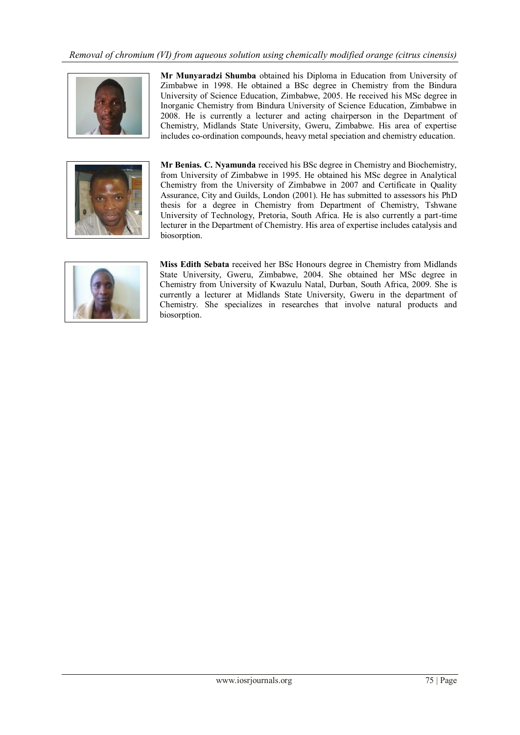**Mr Munyaradzi Shumba** obtained his Diploma in Education from University of Zimbabwe in 1998. He obtained a BSc degree in Chemistry from the Bindura University of Science Education, Zimbabwe, 2005. He received his MSc degree in Inorganic Chemistry from Bindura University of Science Education, Zimbabwe in 2008. He is currently a lecturer and acting chairperson in the Department of Chemistry, Midlands State University, Gweru, Zimbabwe. His area of expertise includes co-ordination compounds, heavy metal speciation and chemistry education.

**Mr Benias. C. Nyamunda** received his BSc degree in Chemistry and Biochemistry, from University of Zimbabwe in 1995. He obtained his MSc degree in Analytical Chemistry from the University of Zimbabwe in 2007 and Certificate in Quality Assurance, City and Guilds, London (2001). He has submitted to assessors his PhD thesis for a degree in Chemistry from Department of Chemistry, Tshwane University of Technology, Pretoria, South Africa. He is also currently a part-time lecturer in the Department of Chemistry. His area of expertise includes catalysis and biosorption.

**Miss Edith Sebata** received her BSc Honours degree in Chemistry from Midlands State University, Gweru, Zimbabwe, 2004. She obtained her MSc degree in Chemistry from University of Kwazulu Natal, Durban, South Africa, 2009. She is currently a lecturer at Midlands State University, Gweru in the department of Chemistry. She specializes in researches that involve natural products and biosorption.